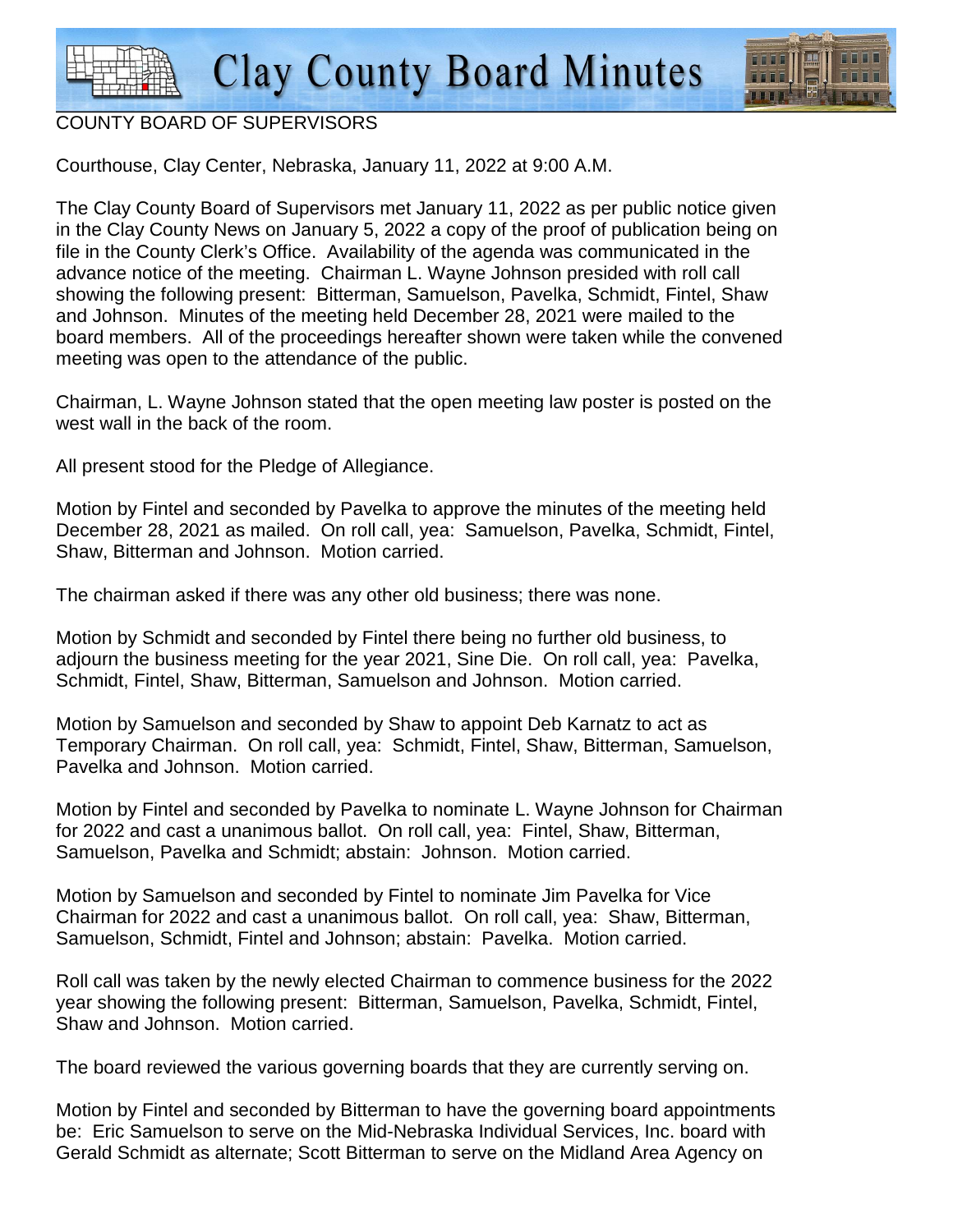# Clay County Board Minutes

COUNTY BOARD OF SUPERVISORS

Courthouse, Clay Center, Nebraska, January 11, 2022 at 9:00 A.M.

The Clay County Board of Supervisors met January 11, 2022 as per public notice given in the Clay County News on January 5, 2022 a copy of the proof of publication being on file in the County Clerk's Office. Availability of the agenda was communicated in the advance notice of the meeting. Chairman L. Wayne Johnson presided with roll call showing the following present: Bitterman, Samuelson, Pavelka, Schmidt, Fintel, Shaw and Johnson. Minutes of the meeting held December 28, 2021 were mailed to the board members. All of the proceedings hereafter shown were taken while the convened meeting was open to the attendance of the public.

Chairman, L. Wayne Johnson stated that the open meeting law poster is posted on the west wall in the back of the room.

All present stood for the Pledge of Allegiance.

Motion by Fintel and seconded by Pavelka to approve the minutes of the meeting held December 28, 2021 as mailed. On roll call, yea: Samuelson, Pavelka, Schmidt, Fintel, Shaw, Bitterman and Johnson. Motion carried.

The chairman asked if there was any other old business; there was none.

Motion by Schmidt and seconded by Fintel there being no further old business, to adjourn the business meeting for the year 2021, Sine Die. On roll call, yea: Pavelka, Schmidt, Fintel, Shaw, Bitterman, Samuelson and Johnson. Motion carried.

Motion by Samuelson and seconded by Shaw to appoint Deb Karnatz to act as Temporary Chairman. On roll call, yea: Schmidt, Fintel, Shaw, Bitterman, Samuelson, Pavelka and Johnson. Motion carried.

Motion by Fintel and seconded by Pavelka to nominate L. Wayne Johnson for Chairman for 2022 and cast a unanimous ballot. On roll call, yea: Fintel, Shaw, Bitterman, Samuelson, Pavelka and Schmidt; abstain: Johnson. Motion carried.

Motion by Samuelson and seconded by Fintel to nominate Jim Pavelka for Vice Chairman for 2022 and cast a unanimous ballot. On roll call, yea: Shaw, Bitterman, Samuelson, Schmidt, Fintel and Johnson; abstain: Pavelka. Motion carried.

Roll call was taken by the newly elected Chairman to commence business for the 2022 year showing the following present: Bitterman, Samuelson, Pavelka, Schmidt, Fintel, Shaw and Johnson. Motion carried.

The board reviewed the various governing boards that they are currently serving on.

Motion by Fintel and seconded by Bitterman to have the governing board appointments be: Eric Samuelson to serve on the Mid-Nebraska Individual Services, Inc. board with Gerald Schmidt as alternate; Scott Bitterman to serve on the Midland Area Agency on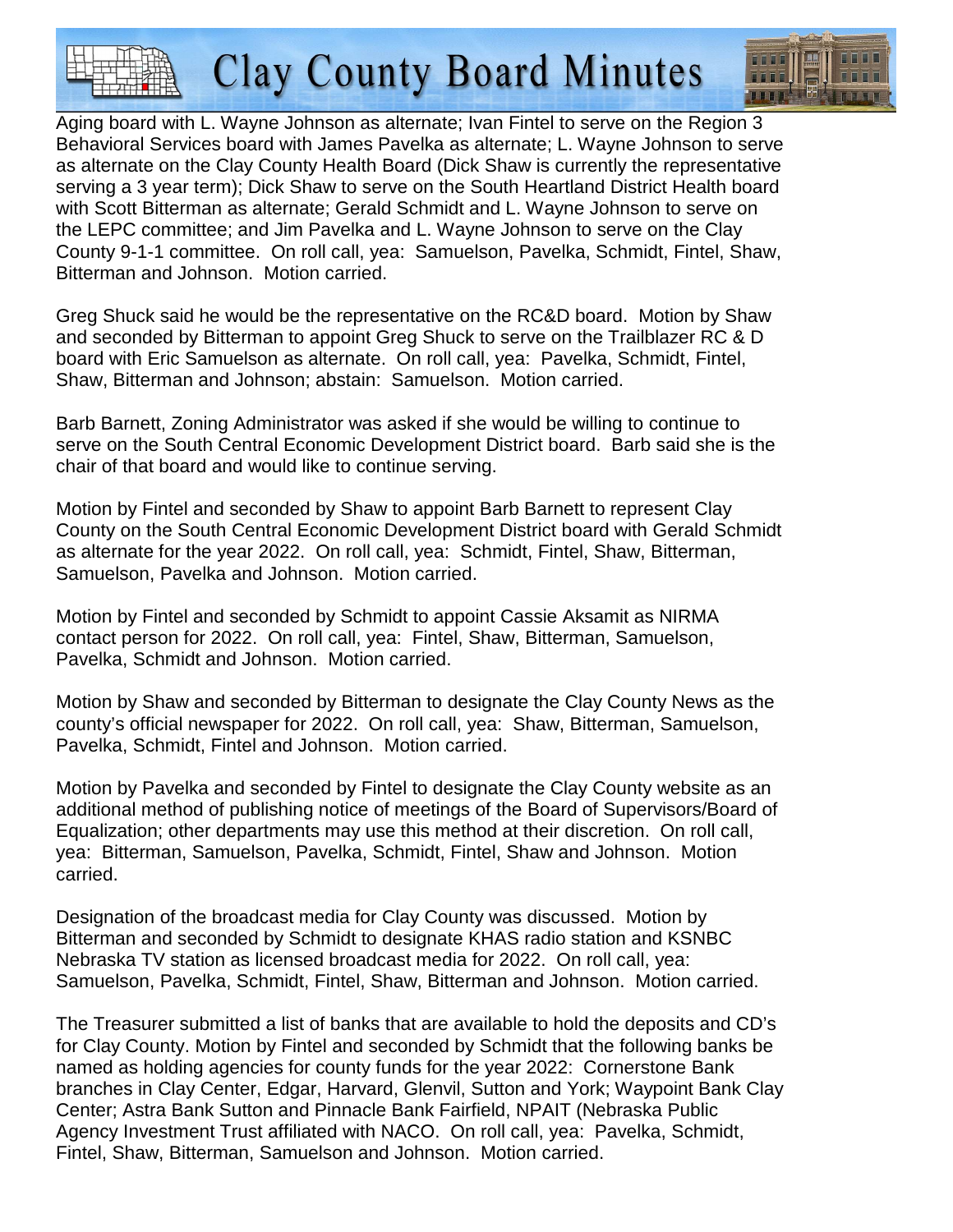Aging board with L. Wayne Johnson as alternate; Ivan Fintel to serve on the Region 3 Behavioral Services board with James Pavelka as alternate; L. Wayne Johnson to serve as alternate on the Clay County Health Board (Dick Shaw is currently the representative serving a 3 year term); Dick Shaw to serve on the South Heartland District Health board with Scott Bitterman as alternate; Gerald Schmidt and L. Wayne Johnson to serve on the LEPC committee; and Jim Pavelka and L. Wayne Johnson to serve on the Clay County 9-1-1 committee. On roll call, yea: Samuelson, Pavelka, Schmidt, Fintel, Shaw, Bitterman and Johnson. Motion carried.

Greg Shuck said he would be the representative on the RC&D board. Motion by Shaw and seconded by Bitterman to appoint Greg Shuck to serve on the Trailblazer RC & D board with Eric Samuelson as alternate. On roll call, yea: Pavelka, Schmidt, Fintel, Shaw, Bitterman and Johnson; abstain: Samuelson. Motion carried.

Barb Barnett, Zoning Administrator was asked if she would be willing to continue to serve on the South Central Economic Development District board. Barb said she is the chair of that board and would like to continue serving.

Motion by Fintel and seconded by Shaw to appoint Barb Barnett to represent Clay County on the South Central Economic Development District board with Gerald Schmidt as alternate for the year 2022. On roll call, yea: Schmidt, Fintel, Shaw, Bitterman, Samuelson, Pavelka and Johnson. Motion carried.

Motion by Fintel and seconded by Schmidt to appoint Cassie Aksamit as NIRMA contact person for 2022. On roll call, yea: Fintel, Shaw, Bitterman, Samuelson, Pavelka, Schmidt and Johnson. Motion carried.

Motion by Shaw and seconded by Bitterman to designate the Clay County News as the county's official newspaper for 2022. On roll call, yea: Shaw, Bitterman, Samuelson, Pavelka, Schmidt, Fintel and Johnson. Motion carried.

Motion by Pavelka and seconded by Fintel to designate the Clay County website as an additional method of publishing notice of meetings of the Board of Supervisors/Board of Equalization; other departments may use this method at their discretion. On roll call, yea: Bitterman, Samuelson, Pavelka, Schmidt, Fintel, Shaw and Johnson. Motion carried.

Designation of the broadcast media for Clay County was discussed. Motion by Bitterman and seconded by Schmidt to designate KHAS radio station and KSNBC Nebraska TV station as licensed broadcast media for 2022. On roll call, yea: Samuelson, Pavelka, Schmidt, Fintel, Shaw, Bitterman and Johnson. Motion carried.

The Treasurer submitted a list of banks that are available to hold the deposits and CD's for Clay County. Motion by Fintel and seconded by Schmidt that the following banks be named as holding agencies for county funds for the year 2022: Cornerstone Bank branches in Clay Center, Edgar, Harvard, Glenvil, Sutton and York; Waypoint Bank Clay Center; Astra Bank Sutton and Pinnacle Bank Fairfield, NPAIT (Nebraska Public Agency Investment Trust affiliated with NACO. On roll call, yea: Pavelka, Schmidt, Fintel, Shaw, Bitterman, Samuelson and Johnson. Motion carried.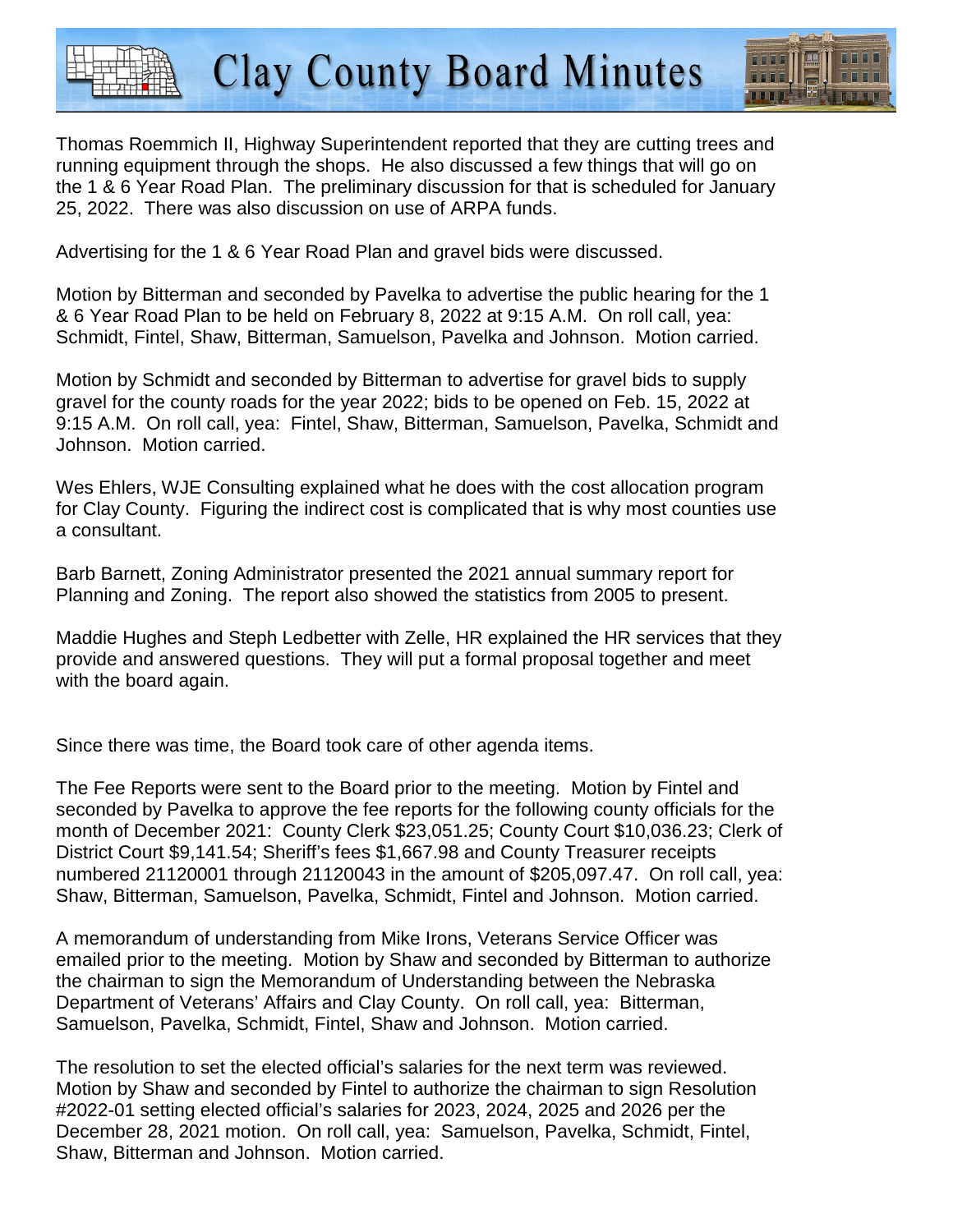Thomas Roemmich II, Highway Superintendent reported that they are cutting trees and running equipment through the shops. He also discussed a few things that will go on the 1 & 6 Year Road Plan. The preliminary discussion for that is scheduled for January 25, 2022. There was also discussion on use of ARPA funds.

Advertising for the 1 & 6 Year Road Plan and gravel bids were discussed.

Motion by Bitterman and seconded by Pavelka to advertise the public hearing for the 1 & 6 Year Road Plan to be held on February 8, 2022 at 9:15 A.M. On roll call, yea: Schmidt, Fintel, Shaw, Bitterman, Samuelson, Pavelka and Johnson. Motion carried.

Motion by Schmidt and seconded by Bitterman to advertise for gravel bids to supply gravel for the county roads for the year 2022; bids to be opened on Feb. 15, 2022 at 9:15 A.M. On roll call, yea: Fintel, Shaw, Bitterman, Samuelson, Pavelka, Schmidt and Johnson. Motion carried.

Wes Ehlers, WJE Consulting explained what he does with the cost allocation program for Clay County. Figuring the indirect cost is complicated that is why most counties use a consultant.

Barb Barnett, Zoning Administrator presented the 2021 annual summary report for Planning and Zoning. The report also showed the statistics from 2005 to present.

Maddie Hughes and Steph Ledbetter with Zelle, HR explained the HR services that they provide and answered questions. They will put a formal proposal together and meet with the board again.

Since there was time, the Board took care of other agenda items.

The Fee Reports were sent to the Board prior to the meeting. Motion by Fintel and seconded by Pavelka to approve the fee reports for the following county officials for the month of December 2021: County Clerk $23,051.25; County Court $10,036.23; Clerk of District Court $9,141.54; Sheriff's fees $1,667.98 and County Treasurer receipts numbered 21120001 through 21120043 in the amount of $205,097.47. On roll call, yea: Shaw, Bitterman, Samuelson, Pavelka, Schmidt, Fintel and Johnson. Motion carried.

A memorandum of understanding from Mike Irons, Veterans Service Officer was emailed prior to the meeting. Motion by Shaw and seconded by Bitterman to authorize the chairman to sign the Memorandum of Understanding between the Nebraska Department of Veterans' Affairs and Clay County. On roll call, yea: Bitterman, Samuelson, Pavelka, Schmidt, Fintel, Shaw and Johnson. Motion carried.

The resolution to set the elected official's salaries for the next term was reviewed. Motion by Shaw and seconded by Fintel to authorize the chairman to sign Resolution #2022-01 setting elected official's salaries for 2023, 2024, 2025 and 2026 per the December 28, 2021 motion. On roll call, yea: Samuelson, Pavelka, Schmidt, Fintel, Shaw, Bitterman and Johnson. Motion carried.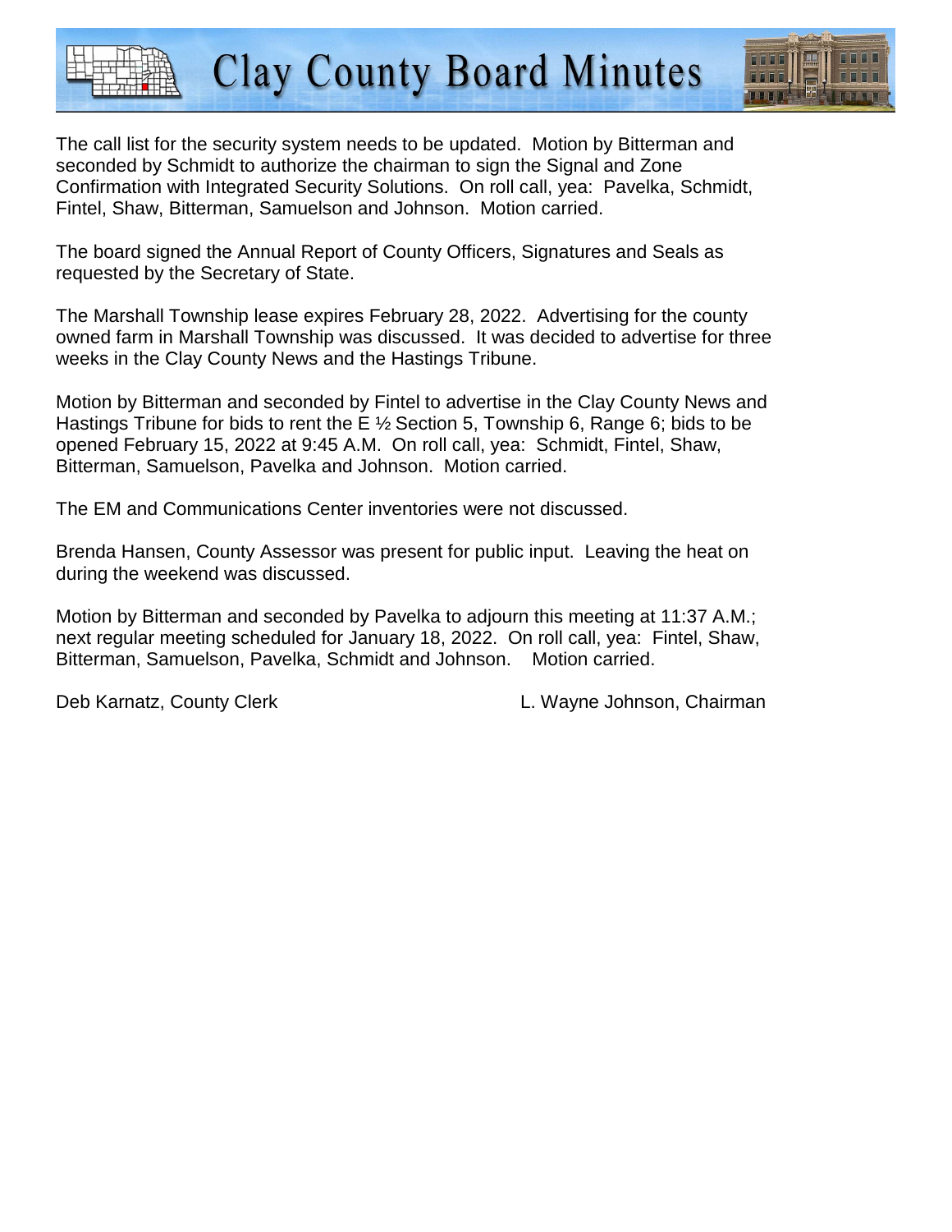The call list for the security system needs to be updated. Motion by Bitterman and seconded by Schmidt to authorize the chairman to sign the Signal and Zone Confirmation with Integrated Security Solutions. On roll call, yea: Pavelka, Schmidt, Fintel, Shaw, Bitterman, Samuelson and Johnson. Motion carried.

The board signed the Annual Report of County Officers, Signatures and Seals as requested by the Secretary of State.

The Marshall Township lease expires February 28, 2022. Advertising for the county owned farm in Marshall Township was discussed. It was decided to advertise for three weeks in the Clay County News and the Hastings Tribune.

Motion by Bitterman and seconded by Fintel to advertise in the Clay County News and Hastings Tribune for bids to rent the E ½ Section 5, Township 6, Range 6; bids to be opened February 15, 2022 at 9:45 A.M. On roll call, yea: Schmidt, Fintel, Shaw, Bitterman, Samuelson, Pavelka and Johnson. Motion carried.

The EM and Communications Center inventories were not discussed.

Brenda Hansen, County Assessor was present for public input. Leaving the heat on during the weekend was discussed.

Motion by Bitterman and seconded by Pavelka to adjourn this meeting at 11:37 A.M.; next regular meeting scheduled for January 18, 2022. On roll call, yea: Fintel, Shaw, Bitterman, Samuelson, Pavelka, Schmidt and Johnson. Motion carried.

Deb Karnatz, County Clerk

L. Wayne Johnson, Chairman